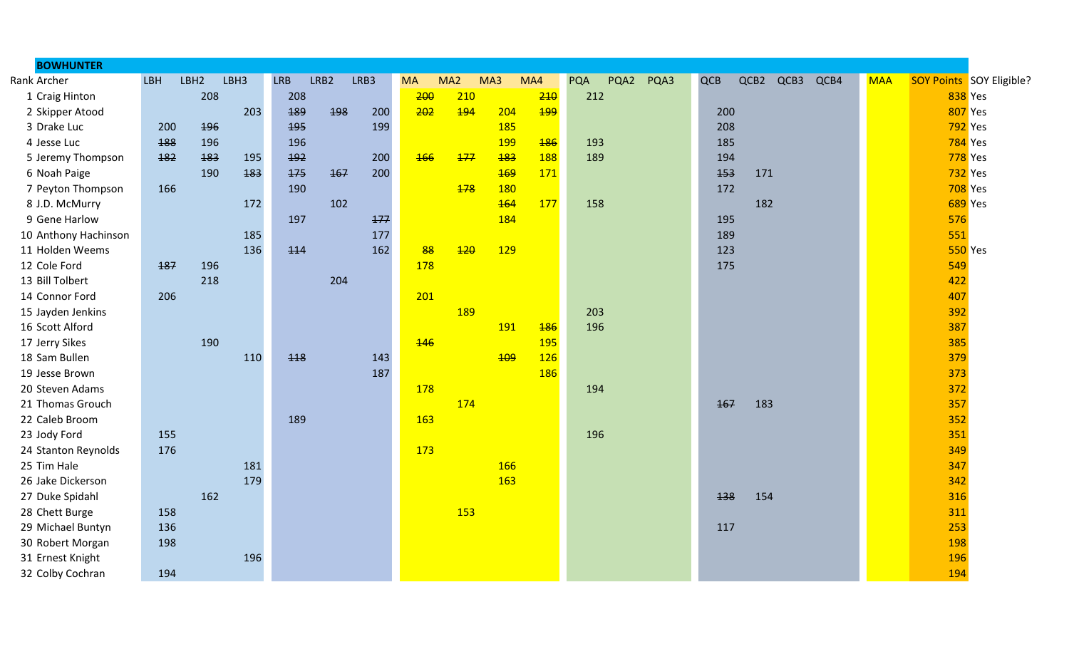## BOWHUNTER

| Rank | Archer | LBH | LBH2 | LBH3 | LRB | LRB2 | LRB3 | MA | MA2 | MA3 | MA4 | PQA | PQA2 | PQA3 | QCB | QCB2 | QCB3 | QCB4 | MAA | SOY Points | SOY Eligible? |
|---|---|---|---|---|---|---|---|---|---|---|---|---|---|---|---|---|---|---|---|---|---|
| 1 | Craig Hinton | | 208 | | 208 | | | ~~200~~ | 210 | | ~~210~~ | 212 | | | | | | | | 838 | Yes |
| 2 | Skipper Atood | | | 203 | ~~189~~ | ~~198~~ | 200 | ~~202~~ | ~~194~~ | 204 | ~~199~~ | | | | 200 | | | | | 807 | Yes |
| 3 | Drake Luc | 200 | ~~196~~ | | ~~195~~ | | 199 | | | 185 | | | | | 208 | | | | | 792 | Yes |
| 4 | Jesse Luc | ~~188~~ | 196 | | 196 | | | | | 199 | ~~186~~ | 193 | | | 185 | | | | | 784 | Yes |
| 5 | Jeremy Thompson | ~~182~~ | ~~183~~ | 195 | ~~192~~ | | 200 | ~~166~~ | ~~177~~ | ~~183~~ | 188 | 189 | | | 194 | | | | | 778 | Yes |
| 6 | Noah Paige | | 190 | ~~183~~ | ~~175~~ | ~~167~~ | 200 | | | ~~169~~ | 171 | | | | ~~153~~ | 171 | | | | 732 | Yes |
| 7 | Peyton Thompson | 166 | | | 190 | | | | ~~178~~ | 180 | | | | | 172 | | | | | 708 | Yes |
| 8 | J.D. McMurry | | | 172 | | 102 | | | | ~~164~~ | 177 | 158 | | | | 182 | | | | 689 | Yes |
| 9 | Gene Harlow | | | | 197 | | ~~177~~ | | | 184 | | | | | 195 | | | | | 576 | |
| 10 | Anthony Hachinson | | | 185 | | | 177 | | | | | | | | 189 | | | | | 551 | |
| 11 | Holden Weems | | | 136 | ~~114~~ | | 162 | ~~88~~ | ~~120~~ | 129 | | | | | 123 | | | | | 550 | Yes |
| 12 | Cole Ford | ~~187~~ | 196 | | | | | 178 | | | | | | | 175 | | | | | 549 | |
| 13 | Bill Tolbert | | 218 | | | 204 | | | | | | | | | | | | | | 422 | |
| 14 | Connor Ford | 206 | | | | | | 201 | | | | | | | | | | | | 407 | |
| 15 | Jayden Jenkins | | | | | | | | 189 | | | 203 | | | | | | | | 392 | |
| 16 | Scott Alford | | | | | | | | | 191 | ~~186~~ | 196 | | | | | | | | 387 | |
| 17 | Jerry Sikes | | 190 | | | | | ~~146~~ | | | 195 | | | | | | | | | 385 | |
| 18 | Sam Bullen | | | 110 | ~~118~~ | | 143 | | | ~~109~~ | 126 | | | | | | | | | 379 | |
| 19 | Jesse Brown | | | | | | 187 | | | | 186 | | | | | | | | | 373 | |
| 20 | Steven Adams | | | | | | | 178 | | | | 194 | | | | | | | | 372 | |
| 21 | Thomas Grouch | | | | | | | | 174 | | | | | | ~~167~~ | 183 | | | | 357 | |
| 22 | Caleb Broom | | | | 189 | | | 163 | | | | | | | | | | | | 352 | |
| 23 | Jody Ford | 155 | | | | | | | | | | 196 | | | | | | | | 351 | |
| 24 | Stanton Reynolds | 176 | | | | | | 173 | | | | | | | | | | | | 349 | |
| 25 | Tim Hale | | | 181 | | | | | | 166 | | | | | | | | | | 347 | |
| 26 | Jake Dickerson | | | 179 | | | | | | 163 | | | | | | | | | | 342 | |
| 27 | Duke Spidahl | | 162 | | | | | | | | | | | | ~~138~~ | 154 | | | | 316 | |
| 28 | Chett Burge | 158 | | | | | | | 153 | | | | | | | | | | | 311 | |
| 29 | Michael Buntyn | 136 | | | | | | | | | | | | | 117 | | | | | 253 | |
| 30 | Robert Morgan | 198 | | | | | | | | | | | | | | | | | | 198 | |
| 31 | Ernest Knight | | | 196 | | | | | | | | | | | | | | | | 196 | |
| 32 | Colby Cochran | 194 | | | | | | | | | | | | | | | | | | 194 | |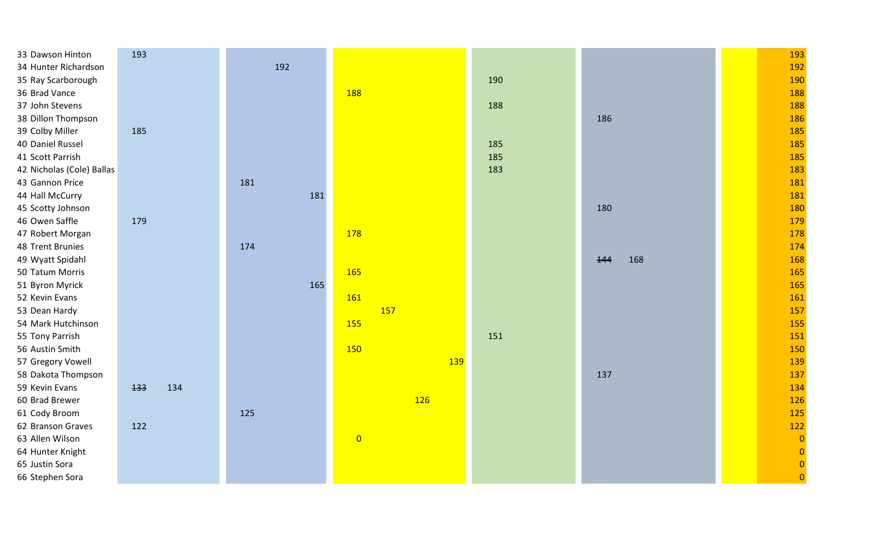| | | | | | | | | | | | | | |
|---|---|---|---|---|---|---|---|---|---|---|---|---|---|
| 33 Dawson Hinton | 193 | | | | | | | | | | | | 193 |
| 34 Hunter Richardson | | | | 192 | | | | | | | | | 192 |
| 35 Ray Scarborough | | | | | | | | | | 190 | | | 190 |
| 36 Brad Vance | | | | | | 188 | | | | | | | 188 |
| 37 John Stevens | | | | | | | | | | 188 | | | 188 |
| 38 Dillon Thompson | | | | | | | | | | | 186 | | 186 |
| 39 Colby Miller | 185 | | | | | | | | | | | | 185 |
| 40 Daniel Russel | | | | | | | | | | 185 | | | 185 |
| 41 Scott Parrish | | | | | | | | | | 185 | | | 185 |
| 42 Nicholas (Cole) Ballas | | | | | | | | | | 183 | | | 183 |
| 43 Gannon Price | | | 181 | | | | | | | | | | 181 |
| 44 Hall McCurry | | | | | 181 | | | | | | | | 181 |
| 45 Scotty Johnson | | | | | | | | | | | 180 | | 180 |
| 46 Owen Saffle | 179 | | | | | | | | | | | | 179 |
| 47 Robert Morgan | | | | | | 178 | | | | | | | 178 |
| 48 Trent Brunies | | | 174 | | | | | | | | | | 174 |
| 49 Wyatt Spidahl | | | | | | | | | | | ~~144~~ | 168 | 168 |
| 50 Tatum Morris | | | | | | 165 | | | | | | | 165 |
| 51 Byron Myrick | | | | | 165 | | | | | | | | 165 |
| 52 Kevin Evans | | | | | | 161 | | | | | | | 161 |
| 53 Dean Hardy | | | | | | | 157 | | | | | | 157 |
| 54 Mark Hutchinson | | | | | | 155 | | | | | | | 155 |
| 55 Tony Parrish | | | | | | | | | | 151 | | | 151 |
| 56 Austin Smith | | | | | | 150 | | | | | | | 150 |
| 57 Gregory Vowell | | | | | | | | | 139 | | | | 139 |
| 58 Dakota Thompson | | | | | | | | | | | 137 | | 137 |
| 59 Kevin Evans | ~~133~~ | 134 | | | | | | | | | | | 134 |
| 60 Brad Brewer | | | | | | | | 126 | | | | | 126 |
| 61 Cody Broom | | | 125 | | | | | | | | | | 125 |
| 62 Branson Graves | 122 | | | | | | | | | | | | 122 |
| 63 Allen Wilson | | | | | | 0 | | | | | | | 0 |
| 64 Hunter Knight | | | | | | | | | | | | | 0 |
| 65 Justin Sora | | | | | | | | | | | | | 0 |
| 66 Stephen Sora | | | | | | | | | | | | | 0 |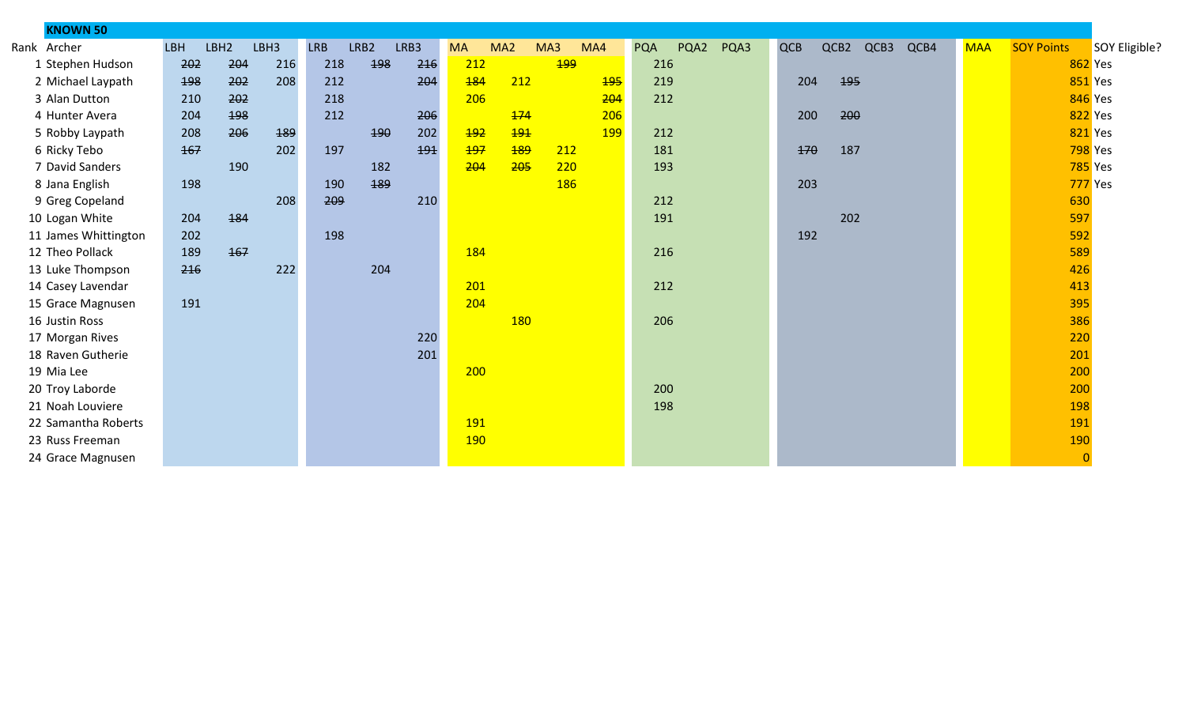## KNOWN 50

| Rank | Archer | LBH | LBH2 | LBH3 | LRB | LRB2 | LRB3 | MA | MA2 | MA3 | MA4 | PQA | PQA2 | PQA3 | QCB | QCB2 | QCB3 | QCB4 | MAA | SOY Points | SOY Eligible? |
|---|---|---|---|---|---|---|---|---|---|---|---|---|---|---|---|---|---|---|---|---|---|
| 1 | Stephen Hudson | ~~202~~ | ~~204~~ | 216 | 218 | ~~198~~ | ~~216~~ | 212 | | ~~199~~ | | 216 | | | | | | | | 862 | Yes |
| 2 | Michael Laypath | ~~198~~ | ~~202~~ | 208 | 212 | | ~~204~~ | ~~184~~ | 212 | | ~~195~~ | 219 | | | 204 | ~~195~~ | | | | 851 | Yes |
| 3 | Alan Dutton | 210 | ~~202~~ | | 218 | | | 206 | | | ~~204~~ | 212 | | | | | | | | 846 | Yes |
| 4 | Hunter Avera | 204 | ~~198~~ | | 212 | | ~~206~~ | | ~~174~~ | | 206 | | | | 200 | ~~200~~ | | | | 822 | Yes |
| 5 | Robby Laypath | 208 | ~~206~~ | ~~189~~ | | ~~190~~ | 202 | ~~192~~ | ~~191~~ | | 199 | 212 | | | | | | | | 821 | Yes |
| 6 | Ricky Tebo | ~~167~~ | | 202 | 197 | | ~~191~~ | ~~197~~ | ~~189~~ | 212 | | 181 | | | ~~170~~ | 187 | | | | 798 | Yes |
| 7 | David Sanders | | 190 | | | 182 | | ~~204~~ | ~~205~~ | 220 | | 193 | | | | | | | | 785 | Yes |
| 8 | Jana English | 198 | | | 190 | ~~189~~ | | | | 186 | | | | | 203 | | | | | 777 | Yes |
| 9 | Greg Copeland | | | 208 | ~~209~~ | | 210 | | | | | 212 | | | | | | | | 630 | |
| 10 | Logan White | 204 | ~~184~~ | | | | | | | | | 191 | | | | 202 | | | | 597 | |
| 11 | James Whittington | 202 | | | 198 | | | | | | | | | | 192 | | | | | 592 | |
| 12 | Theo Pollack | 189 | ~~167~~ | | | | | 184 | | | | 216 | | | | | | | | 589 | |
| 13 | Luke Thompson | ~~216~~ | | 222 | | 204 | | | | | | | | | | | | | | 426 | |
| 14 | Casey Lavendar | | | | | | | 201 | | | | 212 | | | | | | | | 413 | |
| 15 | Grace Magnusen | 191 | | | | | | 204 | | | | | | | | | | | | 395 | |
| 16 | Justin Ross | | | | | | | | 180 | | | 206 | | | | | | | | 386 | |
| 17 | Morgan Rives | | | | | | 220 | | | | | | | | | | | | | 220 | |
| 18 | Raven Gutherie | | | | | | 201 | | | | | | | | | | | | | 201 | |
| 19 | Mia Lee | | | | | | | 200 | | | | | | | | | | | | 200 | |
| 20 | Troy Laborde | | | | | | | | | | | 200 | | | | | | | | 200 | |
| 21 | Noah Louviere | | | | | | | | | | | 198 | | | | | | | | 198 | |
| 22 | Samantha Roberts | | | | | | | 191 | | | | | | | | | | | | 191 | |
| 23 | Russ Freeman | | | | | | | 190 | | | | | | | | | | | | 190 | |
| 24 | Grace Magnusen | | | | | | | | | | | | | | | | | | | 0 | |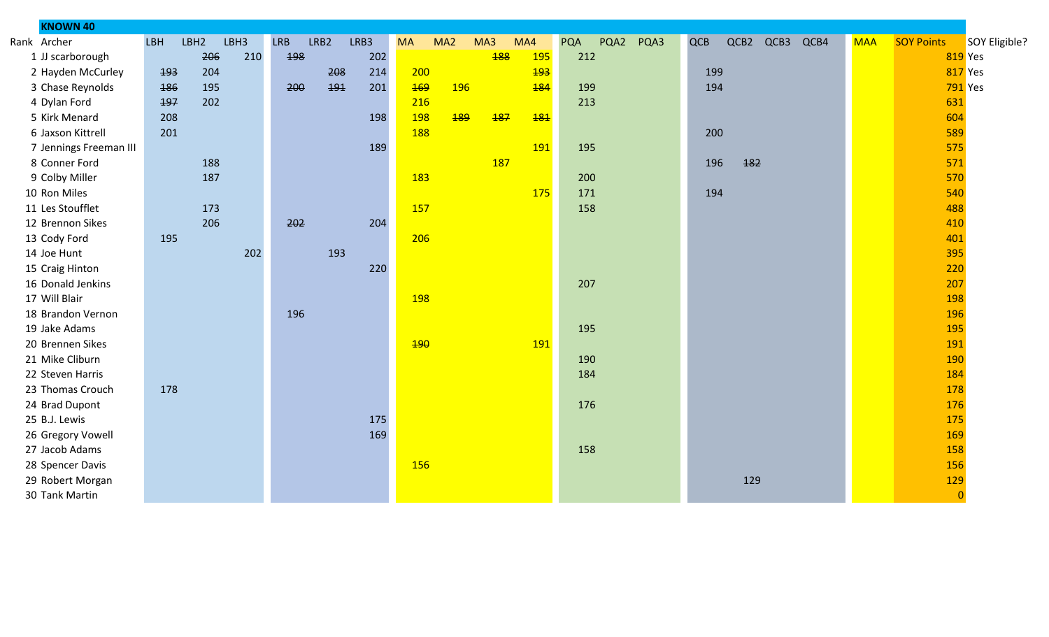**KNOWN 40**

| Rank | Archer | LBH | LBH2 | LBH3 | LRB | LRB2 | LRB3 | MA | MA2 | MA3 | MA4 | PQA | PQA2 | PQA3 | QCB | QCB2 | QCB3 | QCB4 | MAA | SOY Points | SOY Eligible? |
|---|---|---|---|---|---|---|---|---|---|---|---|---|---|---|---|---|---|---|---|---|---|
| 1 | JJ scarborough | | ~~206~~ | 210 | ~~198~~ | | 202 | | | ~~188~~ | 195 | 212 | | | | | | | | 819 | Yes |
| 2 | Hayden McCurley | ~~193~~ | 204 | | | ~~208~~ | 214 | 200 | | | ~~193~~ | | | | 199 | | | | | 817 | Yes |
| 3 | Chase Reynolds | ~~186~~ | 195 | | ~~200~~ | ~~191~~ | 201 | ~~169~~ | 196 | | ~~184~~ | 199 | | | 194 | | | | | 791 | Yes |
| 4 | Dylan Ford | ~~197~~ | 202 | | | | | 216 | | | | 213 | | | | | | | | 631 | |
| 5 | Kirk Menard | 208 | | | | | 198 | 198 | ~~189~~ | ~~187~~ | ~~181~~ | | | | | | | | | 604 | |
| 6 | Jaxson Kittrell | 201 | | | | | | 188 | | | | | | | 200 | | | | | 589 | |
| 7 | Jennings Freeman III | | | | | | 189 | | | | 191 | 195 | | | | | | | | 575 | |
| 8 | Conner Ford | | 188 | | | | | | | 187 | | | | | 196 | ~~182~~ | | | | 571 | |
| 9 | Colby Miller | | 187 | | | | | 183 | | | | 200 | | | | | | | | 570 | |
| 10 | Ron Miles | | | | | | | | | | 175 | 171 | | | 194 | | | | | 540 | |
| 11 | Les Stoufflet | | 173 | | | | | 157 | | | | 158 | | | | | | | | 488 | |
| 12 | Brennon Sikes | | 206 | | ~~202~~ | | 204 | | | | | | | | | | | | | 410 | |
| 13 | Cody Ford | 195 | | | | | | 206 | | | | | | | | | | | | 401 | |
| 14 | Joe Hunt | | | 202 | | 193 | | | | | | | | | | | | | | 395 | |
| 15 | Craig Hinton | | | | | | 220 | | | | | | | | | | | | | 220 | |
| 16 | Donald Jenkins | | | | | | | | | | | 207 | | | | | | | | 207 | |
| 17 | Will Blair | | | | | | | 198 | | | | | | | | | | | | 198 | |
| 18 | Brandon Vernon | | | | 196 | | | | | | | | | | | | | | | 196 | |
| 19 | Jake Adams | | | | | | | | | | | 195 | | | | | | | | 195 | |
| 20 | Brennen Sikes | | | | | | | ~~190~~ | | | 191 | | | | | | | | | 191 | |
| 21 | Mike Cliburn | | | | | | | | | | | 190 | | | | | | | | 190 | |
| 22 | Steven Harris | | | | | | | | | | | 184 | | | | | | | | 184 | |
| 23 | Thomas Crouch | 178 | | | | | | | | | | | | | | | | | | 178 | |
| 24 | Brad Dupont | | | | | | | | | | | 176 | | | | | | | | 176 | |
| 25 | B.J. Lewis | | | | | | 175 | | | | | | | | | | | | | 175 | |
| 26 | Gregory Vowell | | | | | | 169 | | | | | | | | | | | | | 169 | |
| 27 | Jacob Adams | | | | | | | | | | | 158 | | | | | | | | 158 | |
| 28 | Spencer Davis | | | | | | | 156 | | | | | | | | | | | | 156 | |
| 29 | Robert Morgan | | | | | | | | | | | | | | | 129 | | | | 129 | |
| 30 | Tank Martin | | | | | | | | | | | | | | | | | | | 0 | |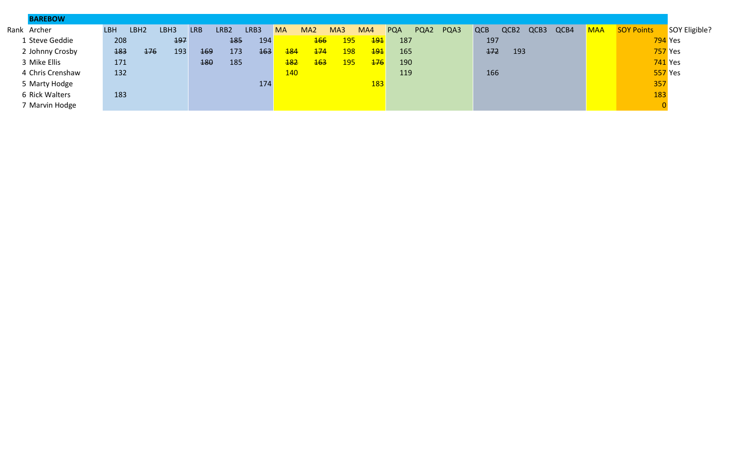**BAREBOW**

| Rank | Archer | LBH | LBH2 | LBH3 | LRB | LRB2 | LRB3 | MA | MA2 | MA3 | MA4 | PQA | PQA2 | PQA3 | QCB | QCB2 | QCB3 | QCB4 | MAA | SOY Points | SOY Eligible? |
|---|---|---|---|---|---|---|---|---|---|---|---|---|---|---|---|---|---|---|---|---|---|
| 1 | Steve Geddie | 208 | | ~~197~~ | | ~~185~~ | 194 | | ~~166~~ | 195 | ~~191~~ | 187 | | | 197 | | | | | 794 | Yes |
| 2 | Johnny Crosby | ~~183~~ | ~~176~~ | 193 | ~~169~~ | 173 | ~~163~~ | ~~184~~ | ~~174~~ | 198 | ~~191~~ | 165 | | | ~~172~~ | 193 | | | | 757 | Yes |
| 3 | Mike Ellis | 171 | | | ~~180~~ | 185 | | ~~182~~ | ~~163~~ | 195 | ~~176~~ | 190 | | | | | | | | 741 | Yes |
| 4 | Chris Crenshaw | 132 | | | | | | 140 | | | | 119 | | | 166 | | | | | 557 | Yes |
| 5 | Marty Hodge | | | | | | 174 | | | | 183 | | | | | | | | | 357 | |
| 6 | Rick Walters | 183 | | | | | | | | | | | | | | | | | | 183 | |
| 7 | Marvin Hodge | | | | | | | | | | | | | | | | | | | 0 | |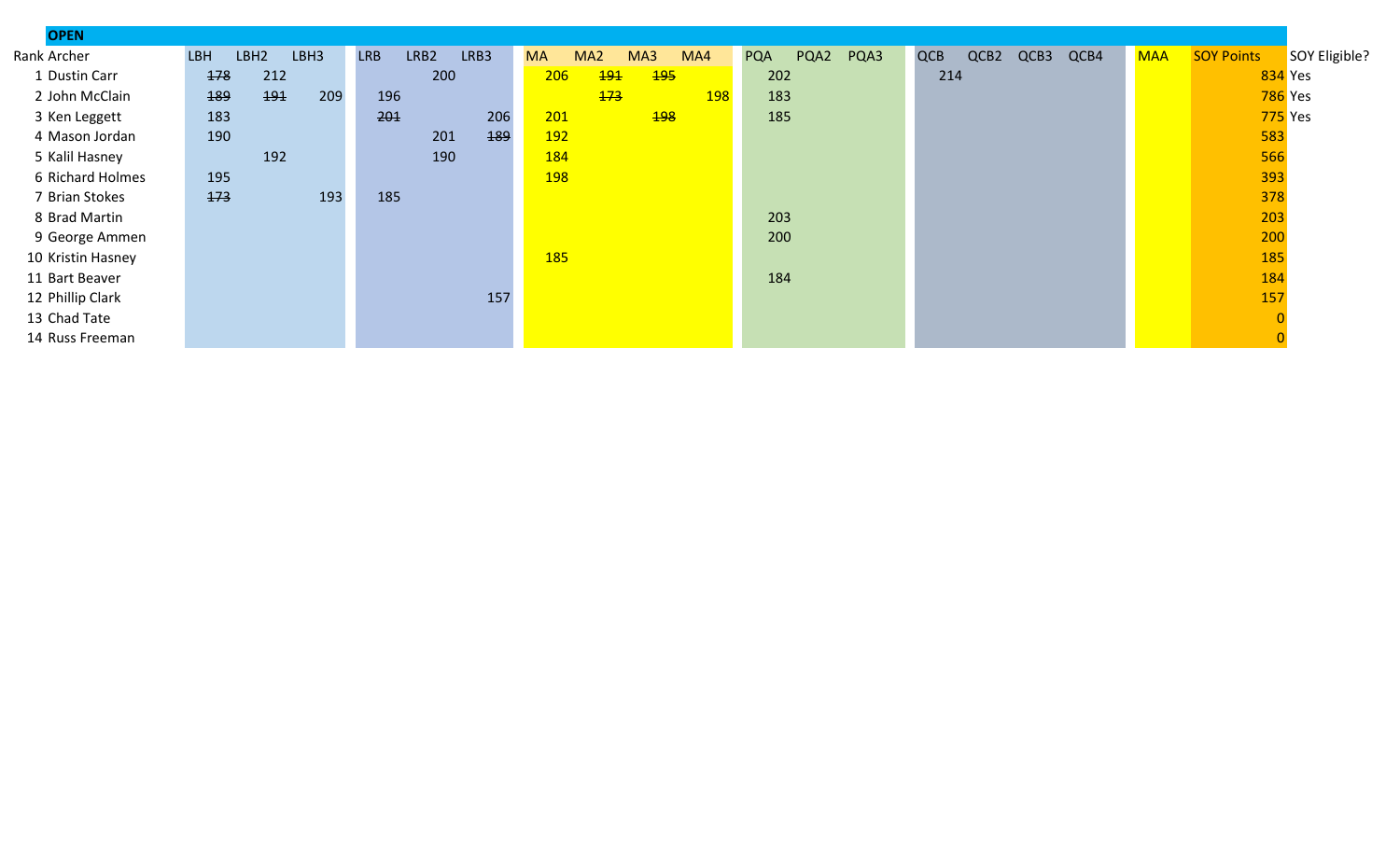**OPEN**

| Rank | Archer | LBH | LBH2 | LBH3 | LRB | LRB2 | LRB3 | MA | MA2 | MA3 | MA4 | PQA | PQA2 | PQA3 | QCB | QCB2 | QCB3 | QCB4 | MAA | SOY Points | SOY Eligible? |
|---|---|---|---|---|---|---|---|---|---|---|---|---|---|---|---|---|---|---|---|---|---|
| 1 | Dustin Carr | ~~178~~ | 212 | | | 200 | | 206 | ~~191~~ | ~~195~~ | | 202 | | | 214 | | | | | 834 | Yes |
| 2 | John McClain | ~~189~~ | ~~191~~ | 209 | 196 | | | | ~~173~~ | | 198 | 183 | | | | | | | | 786 | Yes |
| 3 | Ken Leggett | 183 | | | ~~201~~ | | 206 | 201 | | ~~198~~ | | 185 | | | | | | | | 775 | Yes |
| 4 | Mason Jordan | 190 | | | | 201 | ~~189~~ | 192 | | | | | | | | | | | | 583 | |
| 5 | Kalil Hasney | | 192 | | | 190 | | 184 | | | | | | | | | | | | 566 | |
| 6 | Richard Holmes | 195 | | | | | | 198 | | | | | | | | | | | | 393 | |
| 7 | Brian Stokes | ~~173~~ | | 193 | 185 | | | | | | | | | | | | | | | 378 | |
| 8 | Brad Martin | | | | | | | | | | | 203 | | | | | | | | 203 | |
| 9 | George Ammen | | | | | | | | | | | 200 | | | | | | | | 200 | |
| 10 | Kristin Hasney | | | | | | | 185 | | | | | | | | | | | | 185 | |
| 11 | Bart Beaver | | | | | | | | | | | 184 | | | | | | | | 184 | |
| 12 | Phillip Clark | | | | | | 157 | | | | | | | | | | | | | 157 | |
| 13 | Chad Tate | | | | | | | | | | | | | | | | | | | 0 | |
| 14 | Russ Freeman | | | | | | | | | | | | | | | | | | | 0 | |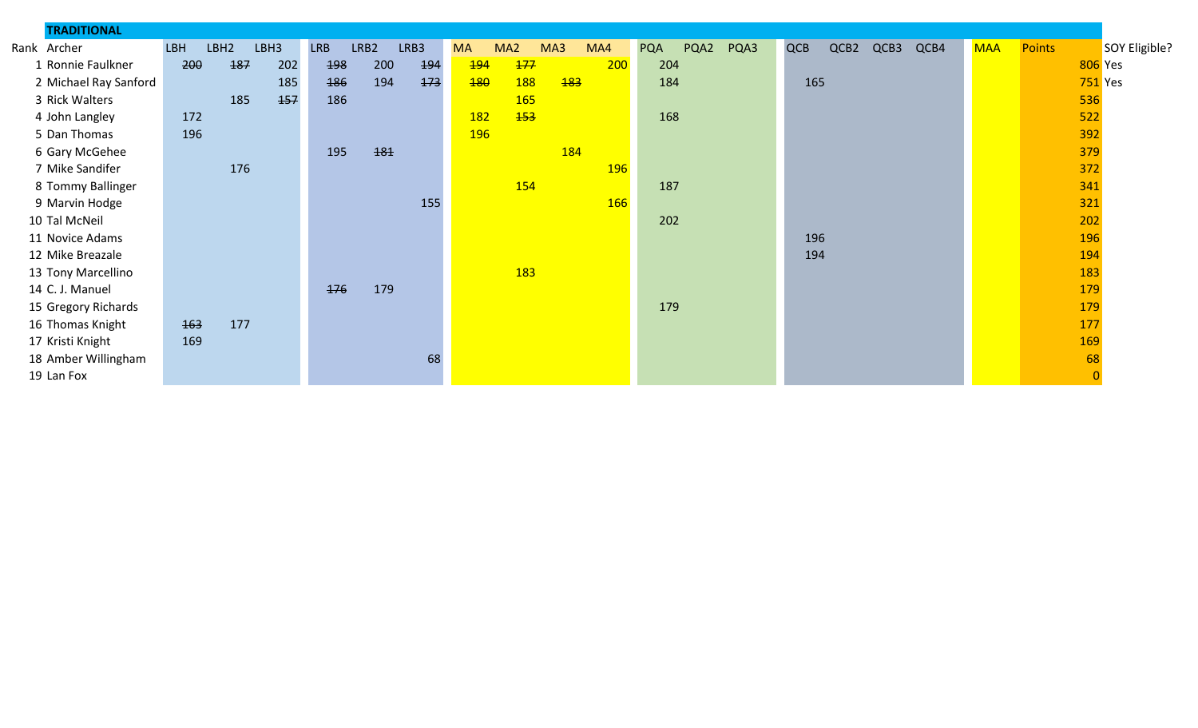**TRADITIONAL**

| Rank | Archer | LBH | LBH2 | LBH3 | LRB | LRB2 | LRB3 | MA | MA2 | MA3 | MA4 | PQA | PQA2 | PQA3 | QCB | QCB2 | QCB3 | QCB4 | MAA | Points | SOY Eligible? |
|---|---|---|---|---|---|---|---|---|---|---|---|---|---|---|---|---|---|---|---|---|---|
| 1 | Ronnie Faulkner | ~~200~~ | ~~187~~ | 202 | ~~198~~ | 200 | ~~194~~ | ~~194~~ | ~~177~~ | | 200 | 204 | | | | | | | | 806 | Yes |
| 2 | Michael Ray Sanford | | | 185 | ~~186~~ | 194 | ~~173~~ | ~~180~~ | 188 | ~~183~~ | | 184 | | | 165 | | | | | 751 | Yes |
| 3 | Rick Walters | | 185 | ~~157~~ | 186 | | | | 165 | | | | | | | | | | | 536 | |
| 4 | John Langley | 172 | | | | | | 182 | ~~153~~ | | | 168 | | | | | | | | 522 | |
| 5 | Dan Thomas | 196 | | | | | | 196 | | | | | | | | | | | | 392 | |
| 6 | Gary McGehee | | | | 195 | ~~181~~ | | | | 184 | | | | | | | | | | 379 | |
| 7 | Mike Sandifer | | 176 | | | | | | | | 196 | | | | | | | | | 372 | |
| 8 | Tommy Ballinger | | | | | | | | 154 | | | 187 | | | | | | | | 341 | |
| 9 | Marvin Hodge | | | | | | 155 | | | | 166 | | | | | | | | | 321 | |
| 10 | Tal McNeil | | | | | | | | | | | 202 | | | | | | | | 202 | |
| 11 | Novice Adams | | | | | | | | | | | | | | 196 | | | | | 196 | |
| 12 | Mike Breazale | | | | | | | | | | | | | | 194 | | | | | 194 | |
| 13 | Tony Marcellino | | | | | | | | 183 | | | | | | | | | | | 183 | |
| 14 | C. J. Manuel | | | | ~~176~~ | 179 | | | | | | | | | | | | | | 179 | |
| 15 | Gregory Richards | | | | | | | | | | | 179 | | | | | | | | 179 | |
| 16 | Thomas Knight | ~~163~~ | 177 | | | | | | | | | | | | | | | | | 177 | |
| 17 | Kristi Knight | 169 | | | | | | | | | | | | | | | | | | 169 | |
| 18 | Amber Willingham | | | | | | 68 | | | | | | | | | | | | | 68 | |
| 19 | Lan Fox | | | | | | | | | | | | | | | | | | | 0 | |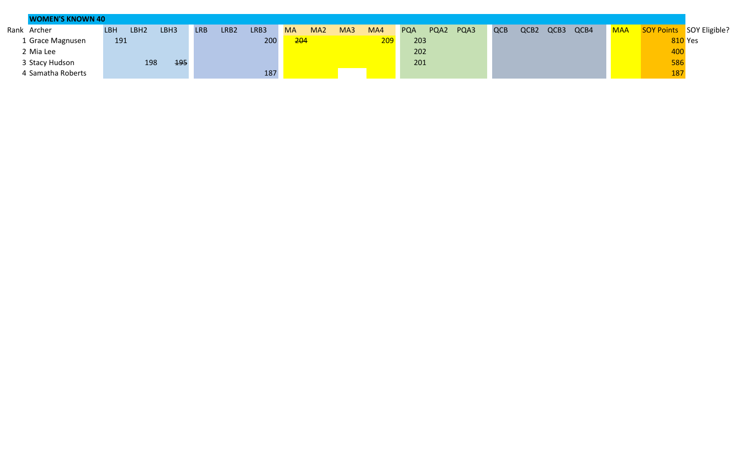**WOMEN'S KNOWN 40**

| Rank | Archer | LBH | LBH2 | LBH3 | LRB | LRB2 | LRB3 | MA | MA2 | MA3 | MA4 | PQA | PQA2 | PQA3 | QCB | QCB2 | QCB3 | QCB4 | MAA | SOY Points | SOY Eligible? |
|---|---|---|---|---|---|---|---|---|---|---|---|---|---|---|---|---|---|---|---|---|---|
| 1 | Grace Magnusen | 191 | | | | | 200 | ~~204~~ | | | 209 | 203 | | | | | | | | 810 | Yes |
| 2 | Mia Lee | | | | | | | | | | | 202 | | | | | | | | 400 | |
| 3 | Stacy Hudson | | 198 | ~~195~~ | | | | | | | | 201 | | | | | | | | 586 | |
| 4 | Samatha Roberts | | | | | | 187 | | | | | | | | | | | | | 187 | |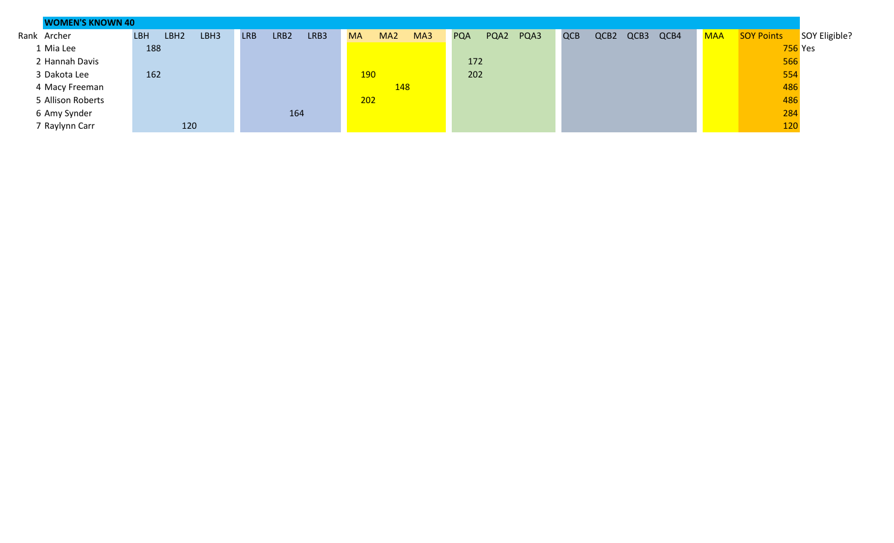**WOMEN'S KNOWN 40**

| Rank | Archer | LBH | LBH2 | LBH3 | LRB | LRB2 | LRB3 | MA | MA2 | MA3 | PQA | PQA2 | PQA3 | QCB | QCB2 | QCB3 | QCB4 | MAA | SOY Points | SOY Eligible? |
|---|---|---|---|---|---|---|---|---|---|---|---|---|---|---|---|---|---|---|---|---|
| 1 | Mia Lee | 188 | | | | | | | | | | | | | | | | | 756 | Yes |
| 2 | Hannah Davis | | | | | | | | | | 172 | | | | | | | | 566 | |
| 3 | Dakota Lee | 162 | | | | | | 190 | | | 202 | | | | | | | | 554 | |
| 4 | Macy Freeman | | | | | | | | 148 | | | | | | | | | | 486 | |
| 5 | Allison Roberts | | | | | | | 202 | | | | | | | | | | | 486 | |
| 6 | Amy Synder | | | | | 164 | | | | | | | | | | | | | 284 | |
| 7 | Raylynn Carr | | 120 | | | | | | | | | | | | | | | | 120 | |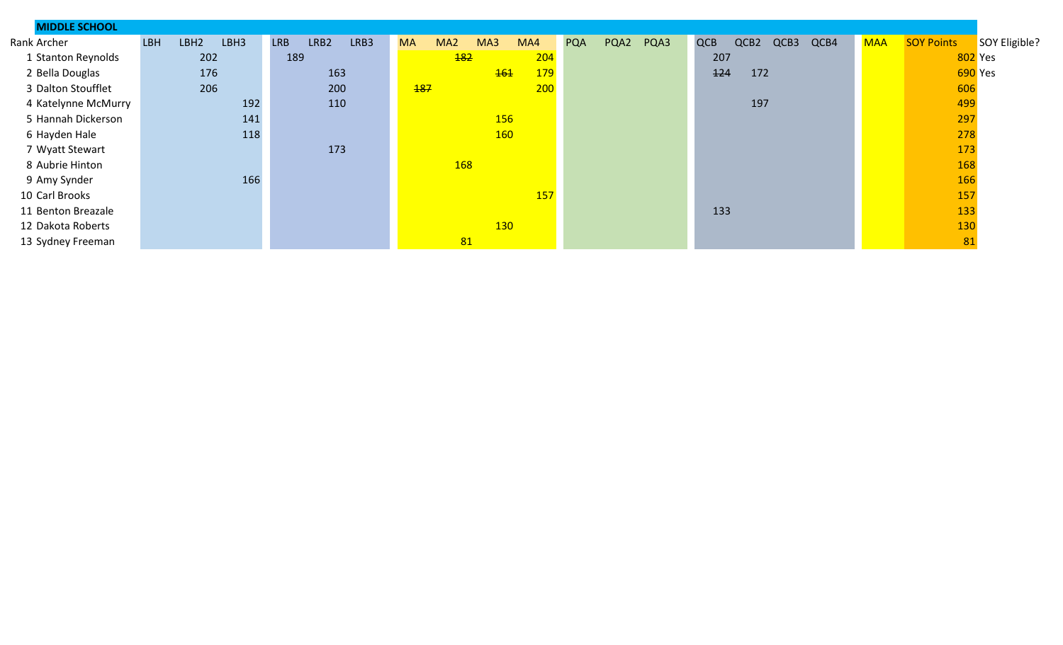**MIDDLE SCHOOL**

| Rank | Archer | LBH | LBH2 | LBH3 | LRB | LRB2 | LRB3 | MA | MA2 | MA3 | MA4 | PQA | PQA2 | PQA3 | QCB | QCB2 | QCB3 | QCB4 | MAA | SOY Points | SOY Eligible? |
|---|---|---|---|---|---|---|---|---|---|---|---|---|---|---|---|---|---|---|---|---|---|
| 1 | Stanton Reynolds | | 202 | | 189 | | | | ~~182~~ | | 204 | | | | 207 | | | | | 802 | Yes |
| 2 | Bella Douglas | | 176 | | | 163 | | | | ~~161~~ | 179 | | | | ~~124~~ | 172 | | | | 690 | Yes |
| 3 | Dalton Stoufflet | | 206 | | | 200 | | ~~187~~ | | | 200 | | | | | | | | | 606 | |
| 4 | Katelynne McMurry | | | 192 | | 110 | | | | | | | | | | 197 | | | | 499 | |
| 5 | Hannah Dickerson | | | 141 | | | | | | 156 | | | | | | | | | | 297 | |
| 6 | Hayden Hale | | | 118 | | | | | | 160 | | | | | | | | | | 278 | |
| 7 | Wyatt Stewart | | | | | 173 | | | | | | | | | | | | | | 173 | |
| 8 | Aubrie Hinton | | | | | | | | 168 | | | | | | | | | | | 168 | |
| 9 | Amy Synder | | | 166 | | | | | | | | | | | | | | | | 166 | |
| 10 | Carl Brooks | | | | | | | | | | 157 | | | | | | | | | 157 | |
| 11 | Benton Breazale | | | | | | | | | | | | | | 133 | | | | | 133 | |
| 12 | Dakota Roberts | | | | | | | | | 130 | | | | | | | | | | 130 | |
| 13 | Sydney Freeman | | | | | | | | 81 | | | | | | | | | | | 81 | |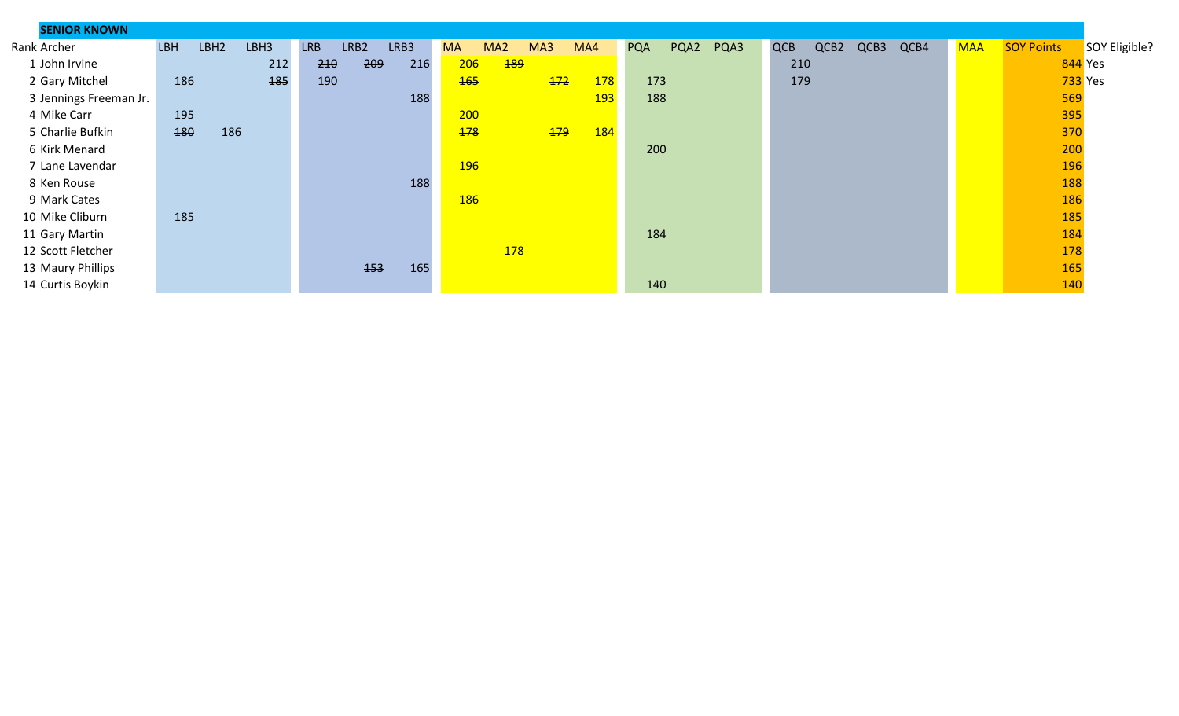**SENIOR KNOWN**

| Rank | Archer | LBH | LBH2 | LBH3 | LRB | LRB2 | LRB3 | MA | MA2 | MA3 | MA4 | PQA | PQA2 | PQA3 | QCB | QCB2 | QCB3 | QCB4 | MAA | SOY Points | SOY Eligible? |
|---|---|---|---|---|---|---|---|---|---|---|---|---|---|---|---|---|---|---|---|---|---|
| 1 | John Irvine | | | 212 | ~~210~~ | ~~209~~ | 216 | 206 | ~~189~~ | | | | | | 210 | | | | | 844 | Yes |
| 2 | Gary Mitchel | 186 | | ~~185~~ | 190 | | | ~~165~~ | | ~~172~~ | 178 | 173 | | | 179 | | | | | 733 | Yes |
| 3 | Jennings Freeman Jr. | | | | | | 188 | | | | 193 | 188 | | | | | | | | 569 | |
| 4 | Mike Carr | 195 | | | | | | 200 | | | | | | | | | | | | 395 | |
| 5 | Charlie Bufkin | ~~180~~ | 186 | | | | | ~~178~~ | | ~~179~~ | 184 | | | | | | | | | 370 | |
| 6 | Kirk Menard | | | | | | | | | | | 200 | | | | | | | | 200 | |
| 7 | Lane Lavendar | | | | | | | 196 | | | | | | | | | | | | 196 | |
| 8 | Ken Rouse | | | | | | 188 | | | | | | | | | | | | | 188 | |
| 9 | Mark Cates | | | | | | | 186 | | | | | | | | | | | | 186 | |
| 10 | Mike Cliburn | 185 | | | | | | | | | | | | | | | | | | 185 | |
| 11 | Gary Martin | | | | | | | | | | | 184 | | | | | | | | 184 | |
| 12 | Scott Fletcher | | | | | | | | 178 | | | | | | | | | | | 178 | |
| 13 | Maury Phillips | | | | | ~~153~~ | 165 | | | | | | | | | | | | | 165 | |
| 14 | Curtis Boykin | | | | | | | | | | | 140 | | | | | | | | 140 | |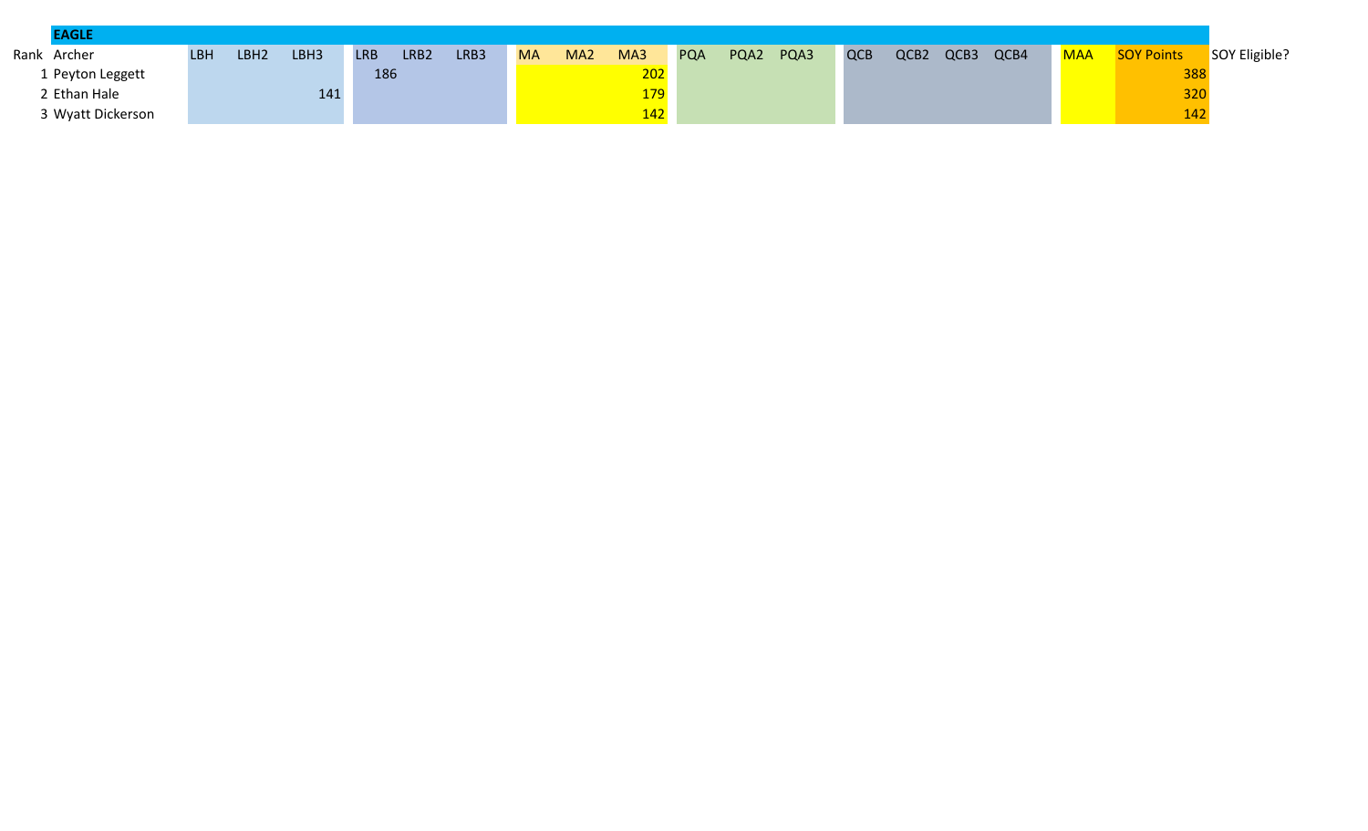| | EAGLE | | | | | | | | | | | | | | | | | | | |
|---|---|---|---|---|---|---|---|---|---|---|---|---|---|---|---|---|---|---|---|---|
| Rank | Archer | LBH | LBH2 | LBH3 | LRB | LRB2 | LRB3 | MA | MA2 | MA3 | PQA | PQA2 | PQA3 | QCB | QCB2 | QCB3 | QCB4 | MAA | SOY Points | SOY Eligible? |
| 1 | Peyton Leggett | | | | 186 | | | | | 202 | | | | | | | | | 388 | |
| 2 | Ethan Hale | | | 141 | | | | | | 179 | | | | | | | | | 320 | |
| 3 | Wyatt Dickerson | | | | | | | | | 142 | | | | | | | | | 142 | |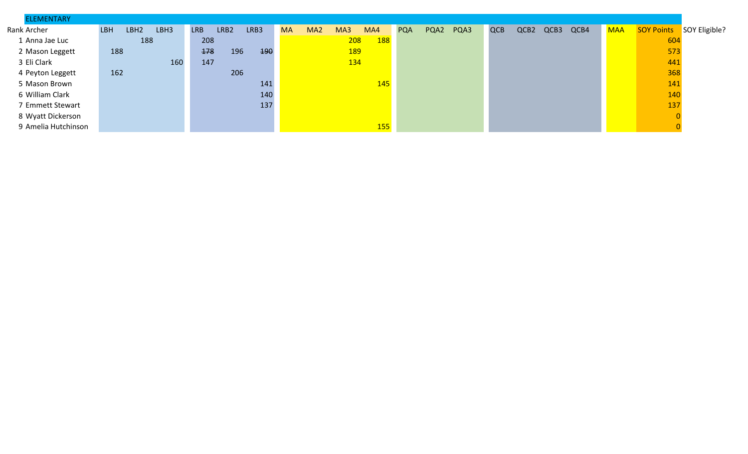## ELEMENTARY

| Rank | Archer | LBH | LBH2 | LBH3 | LRB | LRB2 | LRB3 | MA | MA2 | MA3 | MA4 | PQA | PQA2 | PQA3 | QCB | QCB2 | QCB3 | QCB4 | MAA | SOY Points | SOY Eligible? |
|---|---|---|---|---|---|---|---|---|---|---|---|---|---|---|---|---|---|---|---|---|---|
| 1 | Anna Jae Luc | | 188 | | 208 | | | | | 208 | 188 | | | | | | | | | 604 | |
| 2 | Mason Leggett | 188 | | | ~~178~~ | 196 | ~~190~~ | | | 189 | | | | | | | | | | 573 | |
| 3 | Eli Clark | | | 160 | 147 | | | | | 134 | | | | | | | | | | 441 | |
| 4 | Peyton Leggett | 162 | | | | 206 | | | | | | | | | | | | | | 368 | |
| 5 | Mason Brown | | | | | | 141 | | | | 145 | | | | | | | | | 141 | |
| 6 | William Clark | | | | | | 140 | | | | | | | | | | | | | 140 | |
| 7 | Emmett Stewart | | | | | | 137 | | | | | | | | | | | | | 137 | |
| 8 | Wyatt Dickerson | | | | | | | | | | | | | | | | | | | 0 | |
| 9 | Amelia Hutchinson | | | | | | | | | | 155 | | | | | | | | | 0 | |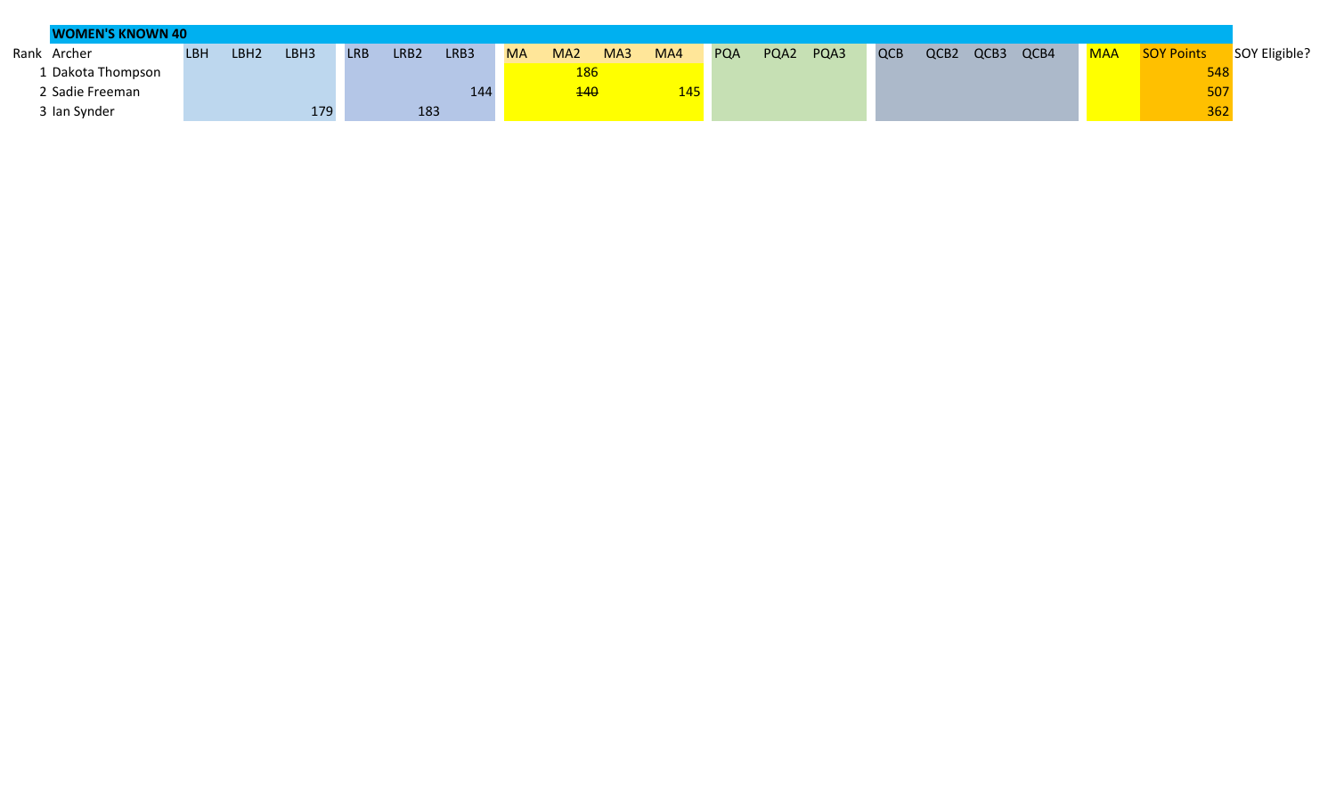**WOMEN'S KNOWN 40**

| Rank | Archer | LBH | LBH2 | LBH3 | LRB | LRB2 | LRB3 | MA | MA2 | MA3 | MA4 | PQA | PQA2 | PQA3 | QCB | QCB2 | QCB3 | QCB4 | MAA | SOY Points | SOY Eligible? |
|---|---|---|---|---|---|---|---|---|---|---|---|---|---|---|---|---|---|---|---|---|---|
| 1 | Dakota Thompson | | | | | | | | 186 | | | | | | | | | | | 548 | |
| 2 | Sadie Freeman | | | | | | 144 | | ~~140~~ | | 145 | | | | | | | | | 507 | |
| 3 | Ian Synder | | | 179 | | 183 | | | | | | | | | | | | | | 362 | |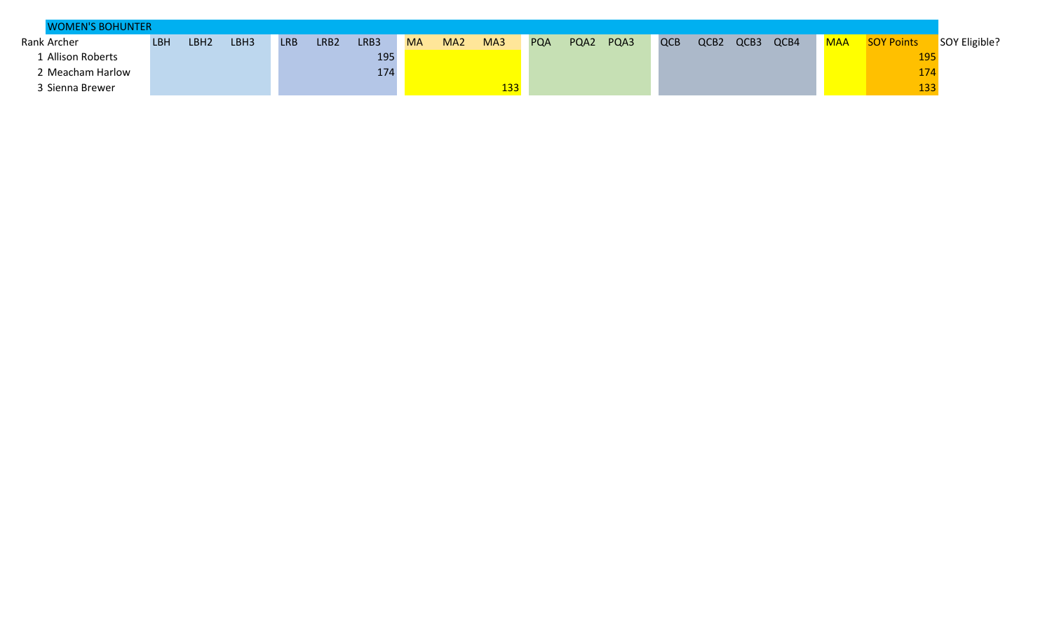| WOMEN'S BOHUNTER | | | | | | | | | | | | | | | | | | | | |
|---|---|---|---|---|---|---|---|---|---|---|---|---|---|---|---|---|---|---|---|---|
| Rank | Archer | LBH | LBH2 | LBH3 | LRB | LRB2 | LRB3 | MA | MA2 | MA3 | PQA | PQA2 | PQA3 | QCB | QCB2 | QCB3 | QCB4 | MAA | SOY Points | SOY Eligible? |
| 1 | Allison Roberts | | | | | | 195 | | | | | | | | | | | | 195 | |
| 2 | Meacham Harlow | | | | | | 174 | | | | | | | | | | | | 174 | |
| 3 | Sienna Brewer | | | | | | | | | 133 | | | | | | | | | 133 | |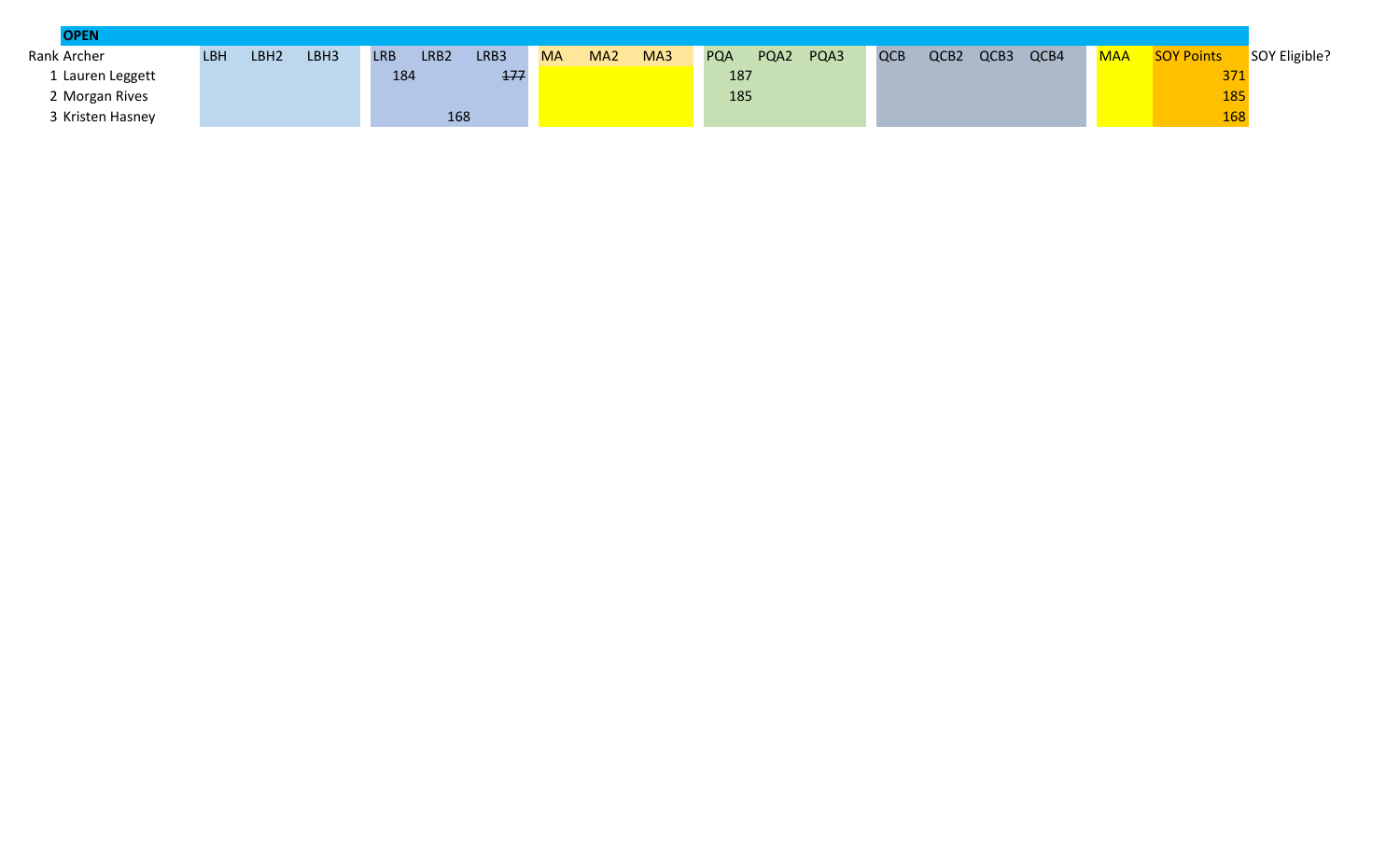# OPEN

| Rank | Archer | LBH | LBH2 | LBH3 | LRB | LRB2 | LRB3 | MA | MA2 | MA3 | PQA | PQA2 | PQA3 | QCB | QCB2 | QCB3 | QCB4 | MAA | SOY Points | SOY Eligible? |
|---|---|---|---|---|---|---|---|---|---|---|---|---|---|---|---|---|---|---|---|---|
| 1 | Lauren Leggett | | | | 184 | | ~~177~~ | | | | 187 | | | | | | | | 371 | |
| 2 | Morgan Rives | | | | | | | | | | 185 | | | | | | | | 185 | |
| 3 | Kristen Hasney | | | | | 168 | | | | | | | | | | | | | 168 | |